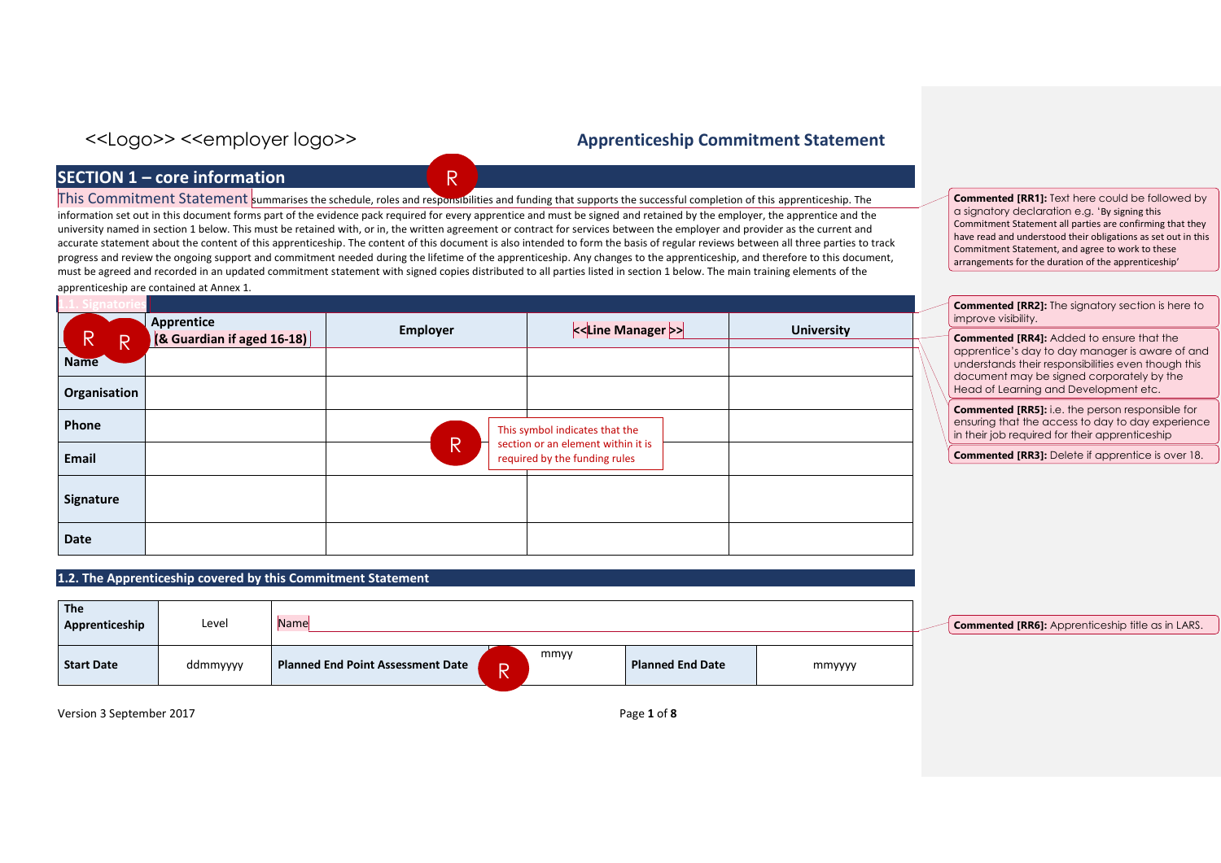<<Logo>> <<employer logo>>

# Apprenticeship Commitment Statement

## SECTION 1 – core information

R

This Commitment Statement summarises the schedule, roles and responsibilities and funding that supports the successful completion of this apprenticeship. The information set out in this document forms part of the evidence pack required for every apprentice and must be signed and retained by the employer, the apprentice and the university named in section 1 below. This must be retained with, or in, the written agreement or contract for services between the employer and provider as the current and accurate statement about the content of this apprenticeship. The content of this document is also intended to form the basis of regular reviews between all three parties to track progress and review the ongoing support and commitment needed during the lifetime of the apprenticeship. Any changes to the apprenticeship, and therefore to this document, must be agreed and recorded in an updated commitment statement with signed copies distributed to all parties listed in section 1 below. The main training elements of the apprenticeship are contained at Annex 1.

### 1.1. Signatories

| R R | Apprentice (& Guardian if aged 16-18) | Employer | <<Line Manager>> | University |
|---|---|---|---|---|
| **Name** | | | | |
| **Organisation** | | | | |
| **Phone** | | | | |
| **Email** | | | | |
| **Signature** | | | | |
| **Date** | | | | |

R This symbol indicates that the section or an element within it is required by the funding rules

### 1.2. The Apprenticeship covered by this Commitment Statement

| **The Apprenticeship** | Level | Name | | | |
|---|---|---|---|---|---|
| **Start Date** | ddmmyyyy | **Planned End Point Assessment Date** | R mmyy | **Planned End Date** | mmyyyy |

Version 3 September 2017

**Commented [RR1]:** Text here could be followed by a signatory declaration e.g. 'By signing this Commitment Statement all parties are confirming that they have read and understood their obligations as set out in this Commitment Statement, and agree to work to these arrangements for the duration of the apprenticeship'

**Commented [RR2]:** The signatory section is here to improve visibility.

**Commented [RR4]:** Added to ensure that the apprentice's day to day manager is aware of and understands their responsibilities even though this document may be signed corporately by the Head of Learning and Development etc.

**Commented [RR5]:** i.e. the person responsible for ensuring that the access to day to day experience in their job required for their apprenticeship

**Commented [RR3]:** Delete if apprentice is over 18.

**Commented [RR6]:** Apprenticeship title as in LARS.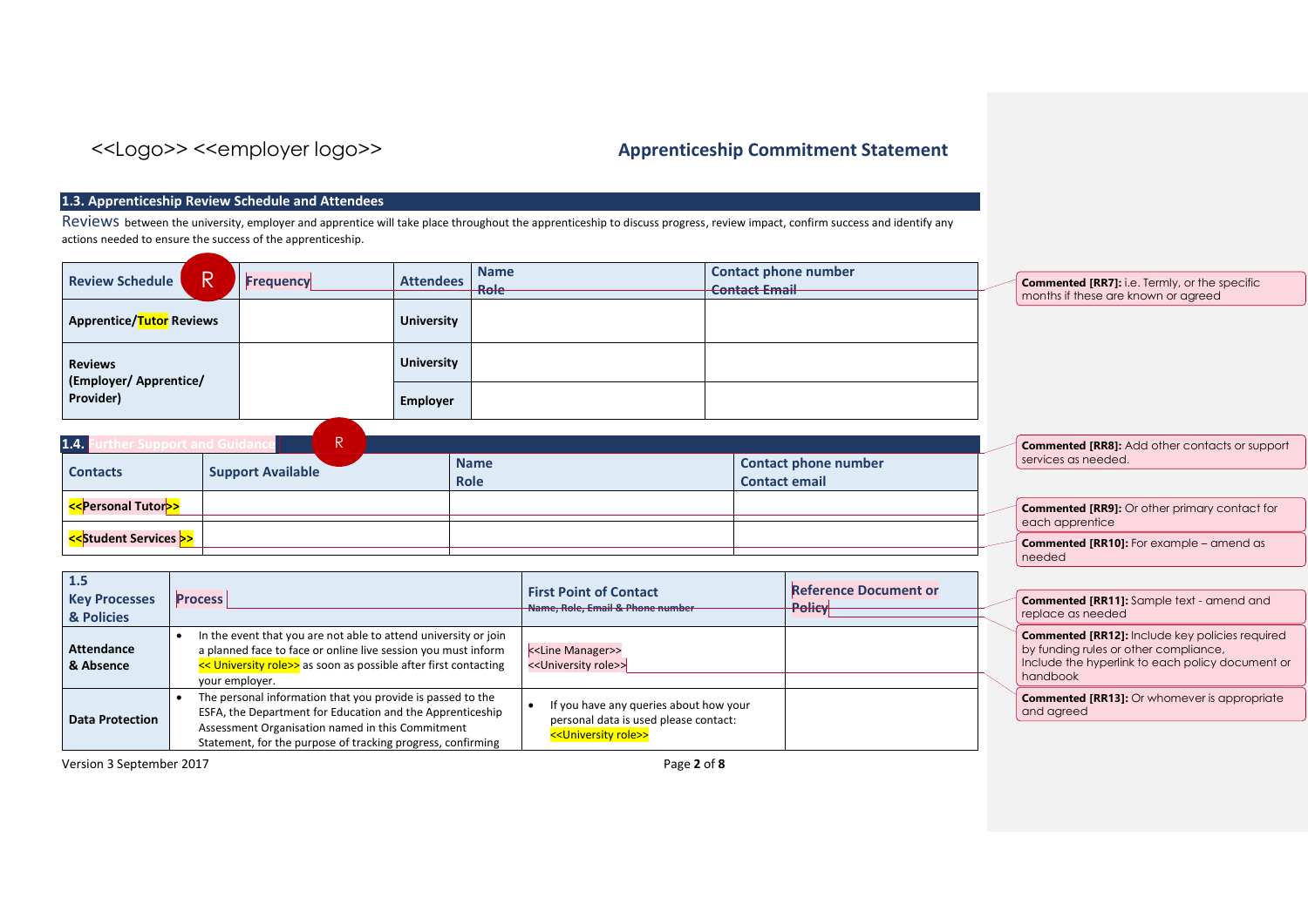<<Logo>> <<employer logo>>

**Apprenticeship Commitment Statement**

## 1.3. Apprenticeship Review Schedule and Attendees

Reviews between the university, employer and apprentice will take place throughout the apprenticeship to discuss progress, review impact, confirm success and identify any actions needed to ensure the success of the apprenticeship.

| Review Schedule | Frequency | Attendees | Name<br>Role | Contact phone number<br>Contact Email |
|---|---|---|---|---|
| Apprentice/Tutor Reviews | | University | | |
| Reviews (Employer/ Apprentice/ Provider) | | University | | |
| | | Employer | | |

## 1.4. Further Support and Guidance

| Contacts | Support Available | Name<br>Role | Contact phone number<br>Contact email |
|---|---|---|---|
| <<Personal Tutor>> | | | |
| <<Student Services >> | | | |

| 1.5 Key Processes & Policies | Process | First Point of Contact<br>Name, Role, Email & Phone number | Reference Document or Policy |
|---|---|---|---|
| Attendance & Absence | • In the event that you are not able to attend university or join a planned face to face or online live session you must inform << University role>> as soon as possible after first contacting your employer. | <<Line Manager>><br><<University role>> | |
| Data Protection | • The personal information that you provide is passed to the ESFA, the Department for Education and the Apprenticeship Assessment Organisation named in this Commitment Statement, for the purpose of tracking progress, confirming | • If you have any queries about how your personal data is used please contact: <<University role>> | |

Version 3 September 2017

**Commented [RR7]:** i.e. Termly, or the specific months if these are known or agreed

**Commented [RR8]:** Add other contacts or support services as needed.

**Commented [RR9]:** Or other primary contact for each apprentice

**Commented [RR10]:** For example – amend as needed

**Commented [RR11]:** Sample text - amend and replace as needed

**Commented [RR12]:** Include key policies required by funding rules or other compliance, Include the hyperlink to each policy document or handbook

**Commented [RR13]:** Or whomever is appropriate and agreed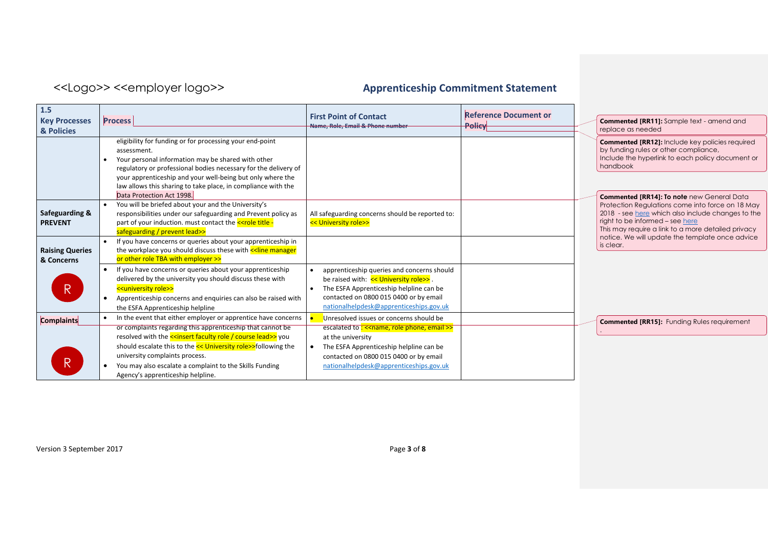<<Logo>> <<employer logo>>

## Apprenticeship Commitment Statement

| 1.5 Key Processes & Policies | Process | First Point of Contact<br>~~Name, Role, Email & Phone number~~ | Reference Document or Policy |
|---|---|---|---|
| | eligibility for funding or for processing your end-point assessment.<br>• Your personal information may be shared with other regulatory or professional bodies necessary for the delivery of your apprenticeship and your well-being but only where the law allows this sharing to take place, in compliance with the Data Protection Act 1998. | | |
| **Safeguarding & PREVENT** | • You will be briefed about your and the University's responsibilities under our safeguarding and Prevent policy as part of your induction. must contact the <<role title - safeguarding / prevent lead>> | All safeguarding concerns should be reported to: << University role>> | |
| **Raising Queries & Concerns** | • If you have concerns or queries about your apprenticeship in the workplace you should discuss these with <<line manager or other role TBA with employer >> | | |
| R | • If you have concerns or queries about your apprenticeship delivered by the university you should discuss these with <<university role>><br>• Apprenticeship concerns and enquiries can also be raised with the ESFA Apprenticeship helpline | • apprenticeship queries and concerns should be raised with: << University role>> .<br>• The ESFA Apprenticeship helpline can be contacted on 0800 015 0400 or by email nationalhelpdesk@apprenticeships.gov.uk | |
| **Complaints**<br><br>R | • In the event that either employer or apprentice have concerns or complaints regarding this apprenticeship that cannot be resolved with the <<insert faculty role / course lead>> you should escalate this to the << University role>>following the university complaints process.<br>• You may also escalate a complaint to the Skills Funding Agency's apprenticeship helpline. | • Unresolved issues or concerns should be escalated to : <<name, role phone, email >> at the university<br>• The ESFA Apprenticeship helpline can be contacted on 0800 015 0400 or by email nationalhelpdesk@apprenticeships.gov.uk | |

**Commented [RR11]:** Sample text - amend and replace as needed

**Commented [RR12]:** Include key policies required by funding rules or other compliance, Include the hyperlink to each policy document or handbook

**Commented [RR14]: To note** new General Data Protection Regulations come into force on 18 May 2018 - see here which also include changes to the right to be informed – see here
This may require a link to a more detailed privacy notice. We will update the template once advice is clear.

**Commented [RR15]:** Funding Rules requirement
.

Version 3 September 2017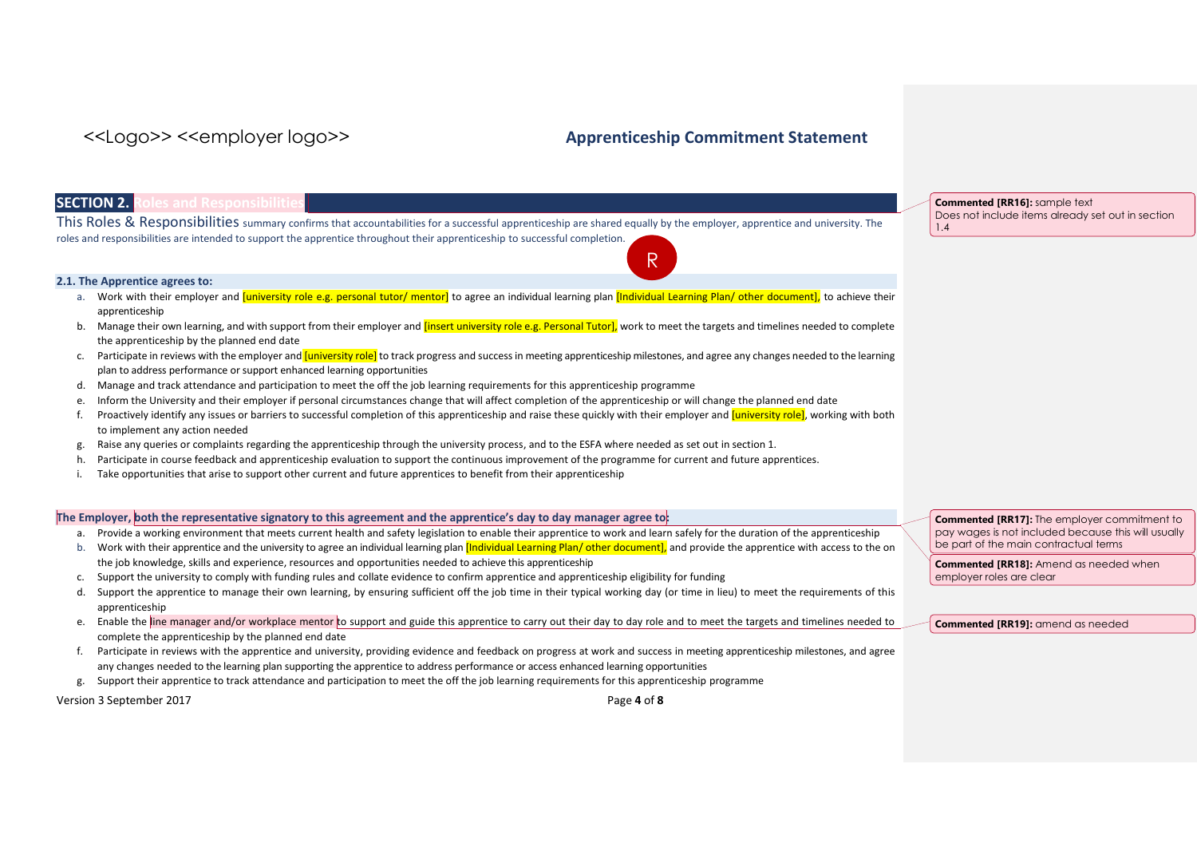<<Logo>> <<employer logo>> **Apprenticeship Commitment Statement**

## SECTION 2. Roles and Responsibilities

This Roles & Responsibilities summary confirms that accountabilities for a successful apprenticeship are shared equally by the employer, apprentice and university. The roles and responsibilities are intended to support the apprentice throughout their apprenticeship to successful completion.

### 2.1. The Apprentice agrees to:

a. Work with their employer and [university role e.g. personal tutor/ mentor] to agree an individual learning plan [Individual Learning Plan/ other document], to achieve their apprenticeship
b. Manage their own learning, and with support from their employer and [insert university role e.g. Personal Tutor], work to meet the targets and timelines needed to complete the apprenticeship by the planned end date
c. Participate in reviews with the employer and [university role] to track progress and success in meeting apprenticeship milestones, and agree any changes needed to the learning plan to address performance or support enhanced learning opportunities
d. Manage and track attendance and participation to meet the off the job learning requirements for this apprenticeship programme
e. Inform the University and their employer if personal circumstances change that will affect completion of the apprenticeship or will change the planned end date
f. Proactively identify any issues or barriers to successful completion of this apprenticeship and raise these quickly with their employer and [university role], working with both to implement any action needed
g. Raise any queries or complaints regarding the apprenticeship through the university process, and to the ESFA where needed as set out in section 1.
h. Participate in course feedback and apprenticeship evaluation to support the continuous improvement of the programme for current and future apprentices.
i. Take opportunities that arise to support other current and future apprentices to benefit from their apprenticeship

### The Employer, both the representative signatory to this agreement and the apprentice's day to day manager agree to:

a. Provide a working environment that meets current health and safety legislation to enable their apprentice to work and learn safely for the duration of the apprenticeship
b. Work with their apprentice and the university to agree an individual learning plan [Individual Learning Plan/ other document], and provide the apprentice with access to the on the job knowledge, skills and experience, resources and opportunities needed to achieve this apprenticeship
c. Support the university to comply with funding rules and collate evidence to confirm apprentice and apprenticeship eligibility for funding
d. Support the apprentice to manage their own learning, by ensuring sufficient off the job time in their typical working day (or time in lieu) to meet the requirements of this apprenticeship
e. Enable the line manager and/or workplace mentor to support and guide this apprentice to carry out their day to day role and to meet the targets and timelines needed to complete the apprenticeship by the planned end date
f. Participate in reviews with the apprentice and university, providing evidence and feedback on progress at work and success in meeting apprenticeship milestones, and agree any changes needed to the learning plan supporting the apprentice to address performance or access enhanced learning opportunities
g. Support their apprentice to track attendance and participation to meet the off the job learning requirements for this apprenticeship programme

Version 3 September 2017

**Commented [RR16]:** sample text
Does not include items already set out in section 1.4

**Commented [RR17]:** The employer commitment to pay wages is not included because this will usually be part of the main contractual terms

**Commented [RR18]:** Amend as needed when employer roles are clear

**Commented [RR19]:** amend as needed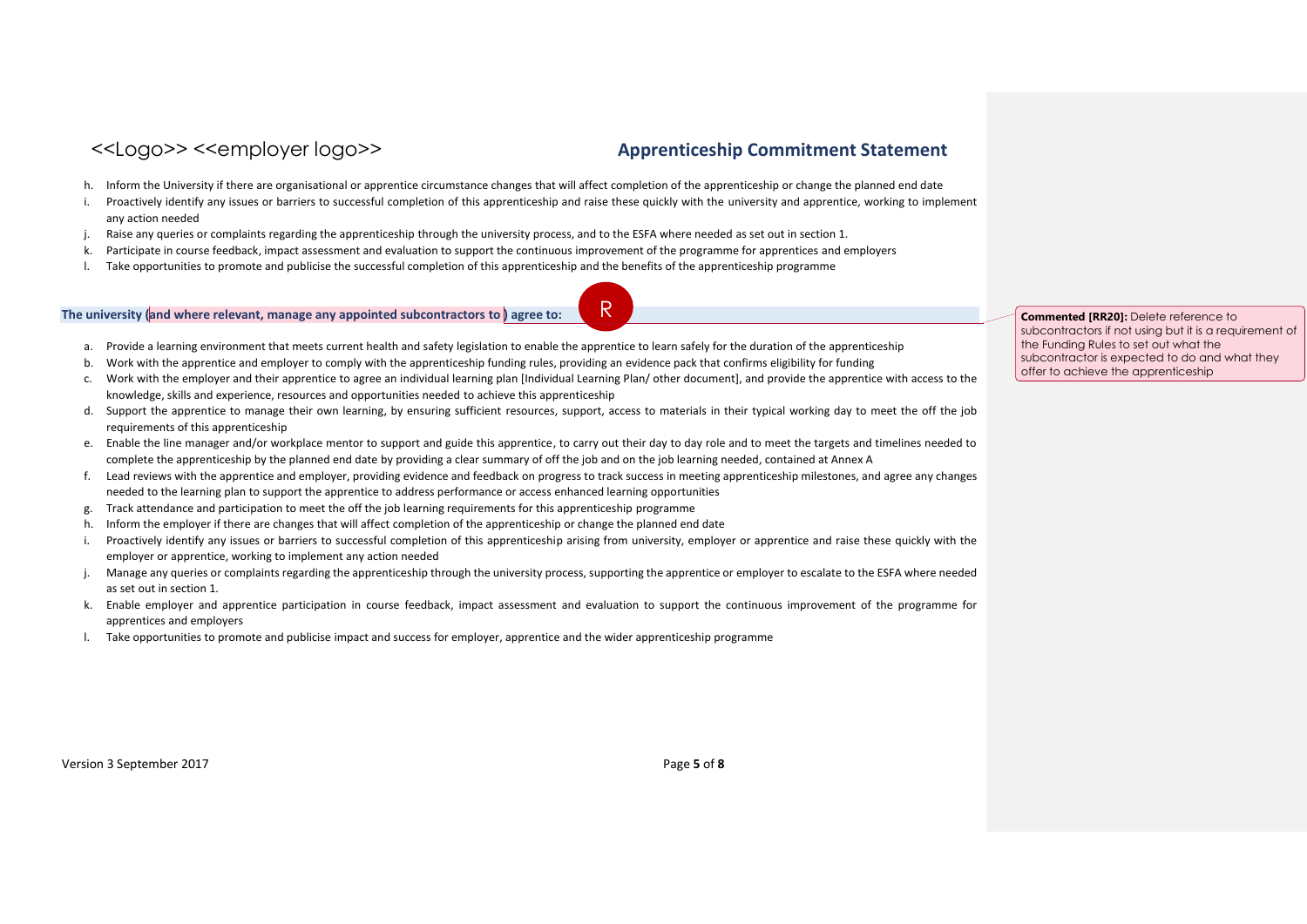h. Inform the University if there are organisational or apprentice circumstance changes that will affect completion of the apprenticeship or change the planned end date
i. Proactively identify any issues or barriers to successful completion of this apprenticeship and raise these quickly with the university and apprentice, working to implement any action needed
j. Raise any queries or complaints regarding the apprenticeship through the university process, and to the ESFA where needed as set out in section 1.
k. Participate in course feedback, impact assessment and evaluation to support the continuous improvement of the programme for apprentices and employers
l. Take opportunities to promote and publicise the successful completion of this apprenticeship and the benefits of the apprenticeship programme

**The university (and where relevant, manage any appointed subcontractors to ) agree to:**

> **Commented [RR20]:** Delete reference to subcontractors if not using but it is a requirement of the Funding Rules to set out what the subcontractor is expected to do and what they offer to achieve the apprenticeship

a. Provide a learning environment that meets current health and safety legislation to enable the apprentice to learn safely for the duration of the apprenticeship
b. Work with the apprentice and employer to comply with the apprenticeship funding rules, providing an evidence pack that confirms eligibility for funding
c. Work with the employer and their apprentice to agree an individual learning plan [Individual Learning Plan/ other document], and provide the apprentice with access to the knowledge, skills and experience, resources and opportunities needed to achieve this apprenticeship
d. Support the apprentice to manage their own learning, by ensuring sufficient resources, support, access to materials in their typical working day to meet the off the job requirements of this apprenticeship
e. Enable the line manager and/or workplace mentor to support and guide this apprentice, to carry out their day to day role and to meet the targets and timelines needed to complete the apprenticeship by the planned end date by providing a clear summary of off the job and on the job learning needed, contained at Annex A
f. Lead reviews with the apprentice and employer, providing evidence and feedback on progress to track success in meeting apprenticeship milestones, and agree any changes needed to the learning plan to support the apprentice to address performance or access enhanced learning opportunities
g. Track attendance and participation to meet the off the job learning requirements for this apprenticeship programme
h. Inform the employer if there are changes that will affect completion of the apprenticeship or change the planned end date
i. Proactively identify any issues or barriers to successful completion of this apprenticeship arising from university, employer or apprentice and raise these quickly with the employer or apprentice, working to implement any action needed
j. Manage any queries or complaints regarding the apprenticeship through the university process, supporting the apprentice or employer to escalate to the ESFA where needed as set out in section 1.
k. Enable employer and apprentice participation in course feedback, impact assessment and evaluation to support the continuous improvement of the programme for apprentices and employers
l. Take opportunities to promote and publicise impact and success for employer, apprentice and the wider apprenticeship programme

Version 3 September 2017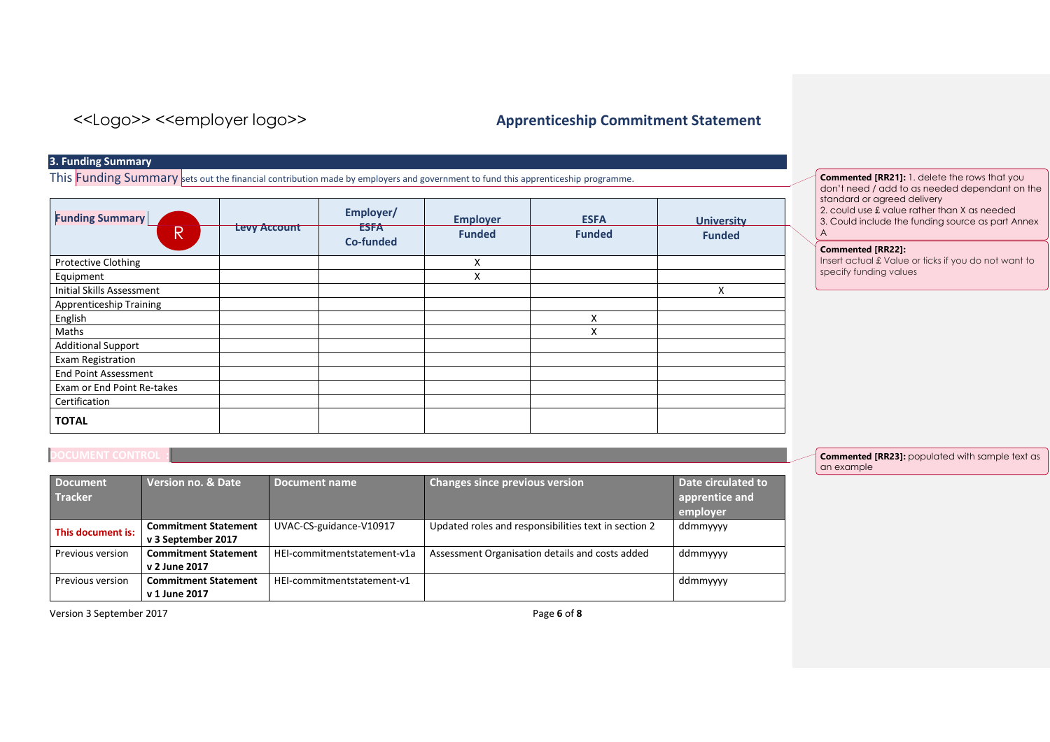<<Logo>> <<employer logo>> **Apprenticeship Commitment Statement**

## 3. Funding Summary

This Funding Summary sets out the financial contribution made by employers and government to fund this apprenticeship programme.

| Funding Summary | Levy Account | Employer/ ESFA Co-funded | Employer Funded | ESFA Funded | University Funded |
|---|---|---|---|---|---|
| Protective Clothing | | | X | | |
| Equipment | | | X | | |
| Initial Skills Assessment | | | | | X |
| Apprenticeship Training | | | | | |
| English | | | | X | |
| Maths | | | | X | |
| Additional Support | | | | | |
| Exam Registration | | | | | |
| End Point Assessment | | | | | |
| Exam or End Point Re-takes | | | | | |
| Certification | | | | | |
| **TOTAL** | | | | | |

**Commented [RR21]:** 1. delete the rows that you don't need / add to as needed dependant on the standard or agreed delivery
2. could use £ value rather than X as needed
3. Could include the funding source as part Annex A

**Commented [RR22]:** Insert actual £ Value or ticks if you do not want to specify funding values

## DOCUMENT CONTROL

| Document Tracker | Version no. & Date | Document name | Changes since previous version | Date circulated to apprentice and employer |
|---|---|---|---|---|
| **This document is:** | **Commitment Statement v 3 September 2017** | UVAC-CS-guidance-V10917 | Updated roles and responsibilities text in section 2 | ddmmyyyy |
| Previous version | **Commitment Statement v 2 June 2017** | HEI-commitmentstatement-v1a | Assessment Organisation details and costs added | ddmmyyyy |
| Previous version | **Commitment Statement v 1 June 2017** | HEI-commitmentstatement-v1 | | ddmmyyyy |

**Commented [RR23]:** populated with sample text as an example

Version 3 September 2017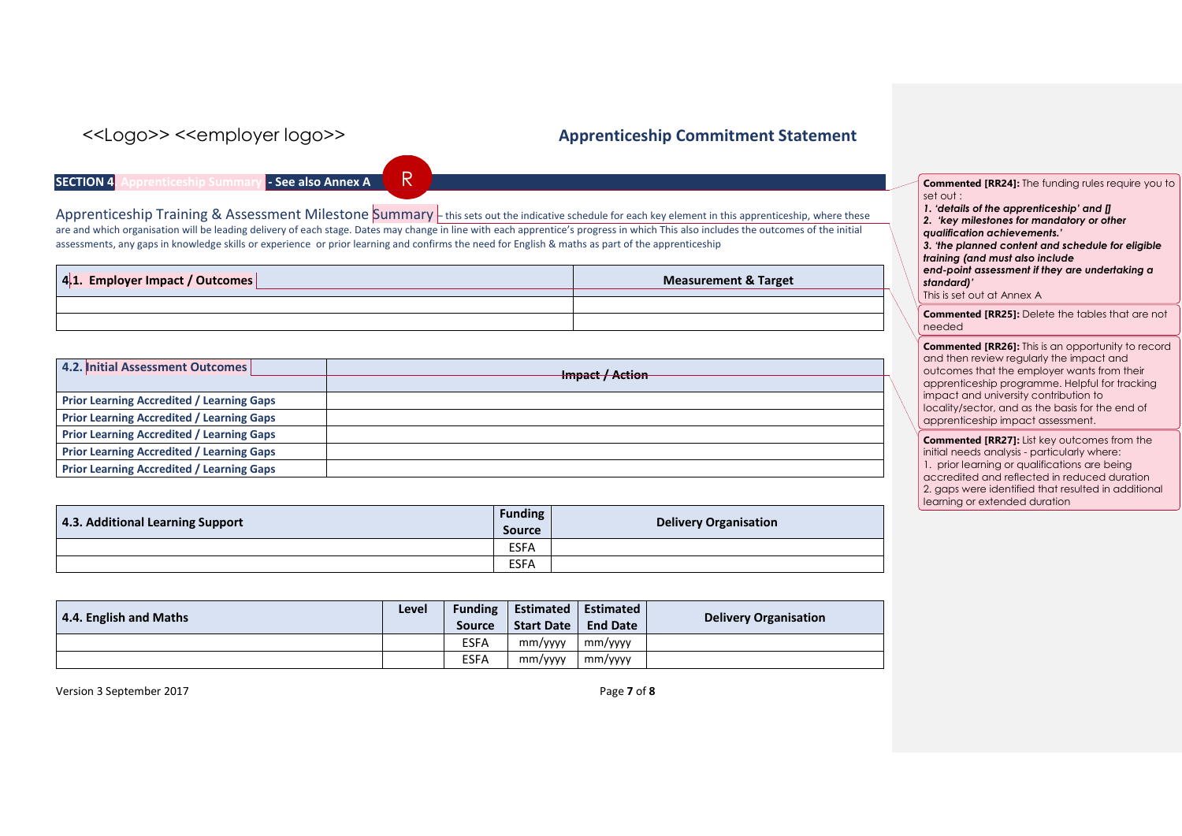<<Logo>> <<employer logo>>

## Apprenticeship Commitment Statement

**SECTION 4 Apprenticeship Summary - See also Annex A**

Apprenticeship Training & Assessment Milestone Summary – this sets out the indicative schedule for each key element in this apprenticeship, where these are and which organisation will be leading delivery of each stage. Dates may change in line with each apprentice's progress in which This also includes the outcomes of the initial assessments, any gaps in knowledge skills or experience or prior learning and confirms the need for English & maths as part of the apprenticeship

| 4.1. Employer Impact / Outcomes | Measurement & Target |
|---|---|
| | |
| | |

| 4.2. Initial Assessment Outcomes | ~~Impact / Action~~ |
|---|---|
| Prior Learning Accredited / Learning Gaps | |
| Prior Learning Accredited / Learning Gaps | |
| Prior Learning Accredited / Learning Gaps | |
| Prior Learning Accredited / Learning Gaps | |
| Prior Learning Accredited / Learning Gaps | |

| 4.3. Additional Learning Support | Funding Source | Delivery Organisation |
|---|---|---|
| | ESFA | |
| | ESFA | |

| 4.4. English and Maths | Level | Funding Source | Estimated Start Date | Estimated End Date | Delivery Organisation |
|---|---|---|---|---|---|
| | | ESFA | mm/yyyy | mm/yyyy | |
| | | ESFA | mm/yyyy | mm/yyyy | |

Version 3 September 2017

**Commented [RR24]:** The funding rules require you to set out :
*1. 'details of the apprenticeship' and []*
*2. 'key milestones for mandatory or other qualification achievements.'*
*3. 'the planned content and schedule for eligible training (and must also include end-point assessment if they are undertaking a standard)'*
This is set out at Annex A

**Commented [RR25]:** Delete the tables that are not needed

**Commented [RR26]:** This is an opportunity to record and then review regularly the impact and outcomes that the employer wants from their apprenticeship programme. Helpful for tracking impact and university contribution to locality/sector, and as the basis for the end of apprenticeship impact assessment.

**Commented [RR27]:** List key outcomes from the initial needs analysis - particularly where:
1. prior learning or qualifications are being accredited and reflected in reduced duration
2. gaps were identified that resulted in additional learning or extended duration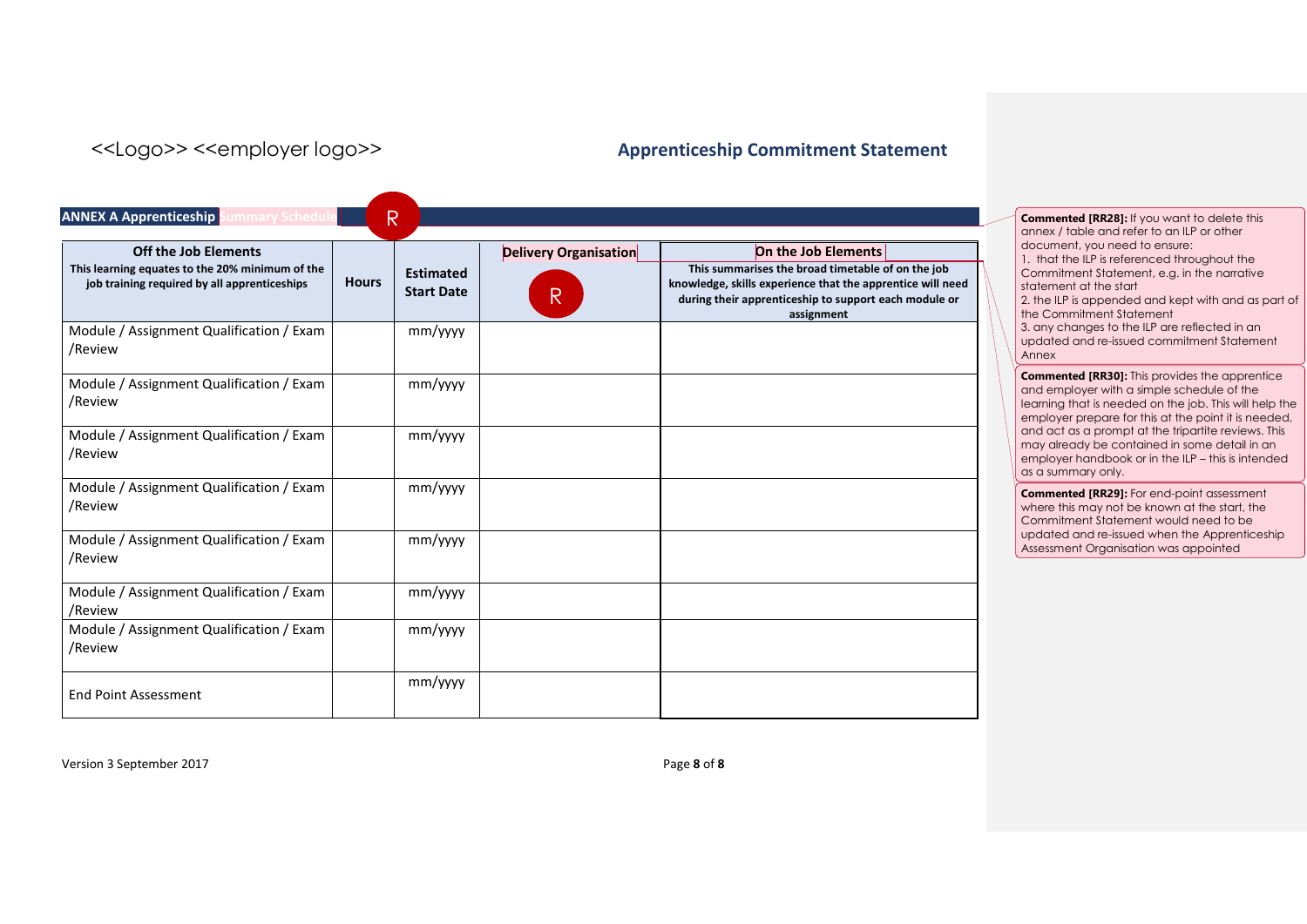<<Logo>> <<employer logo>>

**Apprenticeship Commitment Statement**

**ANNEX A Apprenticeship Summary Schedule**

| **Off the Job Elements**<br>**This learning equates to the 20% minimum of the job training required by all apprenticeships** | **Hours** | **Estimated Start Date** | **Delivery Organisation** | **On the Job Elements**<br>**This summarises the broad timetable of on the job knowledge, skills experience that the apprentice will need during their apprenticeship to support each module or assignment** |
|---|---|---|---|---|
| Module / Assignment Qualification / Exam /Review | | mm/yyyy | | |
| Module / Assignment Qualification / Exam /Review | | mm/yyyy | | |
| Module / Assignment Qualification / Exam /Review | | mm/yyyy | | |
| Module / Assignment Qualification / Exam /Review | | mm/yyyy | | |
| Module / Assignment Qualification / Exam /Review | | mm/yyyy | | |
| Module / Assignment Qualification / Exam /Review | | mm/yyyy | | |
| Module / Assignment Qualification / Exam /Review | | mm/yyyy | | |
| End Point Assessment | | mm/yyyy | | |

**Commented [RR28]:** If you want to delete this annex / table and refer to an ILP or other document, you need to ensure:
1. that the ILP is referenced throughout the Commitment Statement, e.g. in the narrative statement at the start
2. the ILP is appended and kept with and as part of the Commitment Statement
3. any changes to the ILP are reflected in an updated and re-issued commitment Statement Annex

**Commented [RR30]:** This provides the apprentice and employer with a simple schedule of the learning that is needed on the job. This will help the employer prepare for this at the point it is needed, and act as a prompt at the tripartite reviews. This may already be contained in some detail in an employer handbook or in the ILP – this is intended as a summary only.

**Commented [RR29]:** For end-point assessment where this may not be known at the start, the Commitment Statement would need to be updated and re-issued when the Apprenticeship Assessment Organisation was appointed

Version 3 September 2017